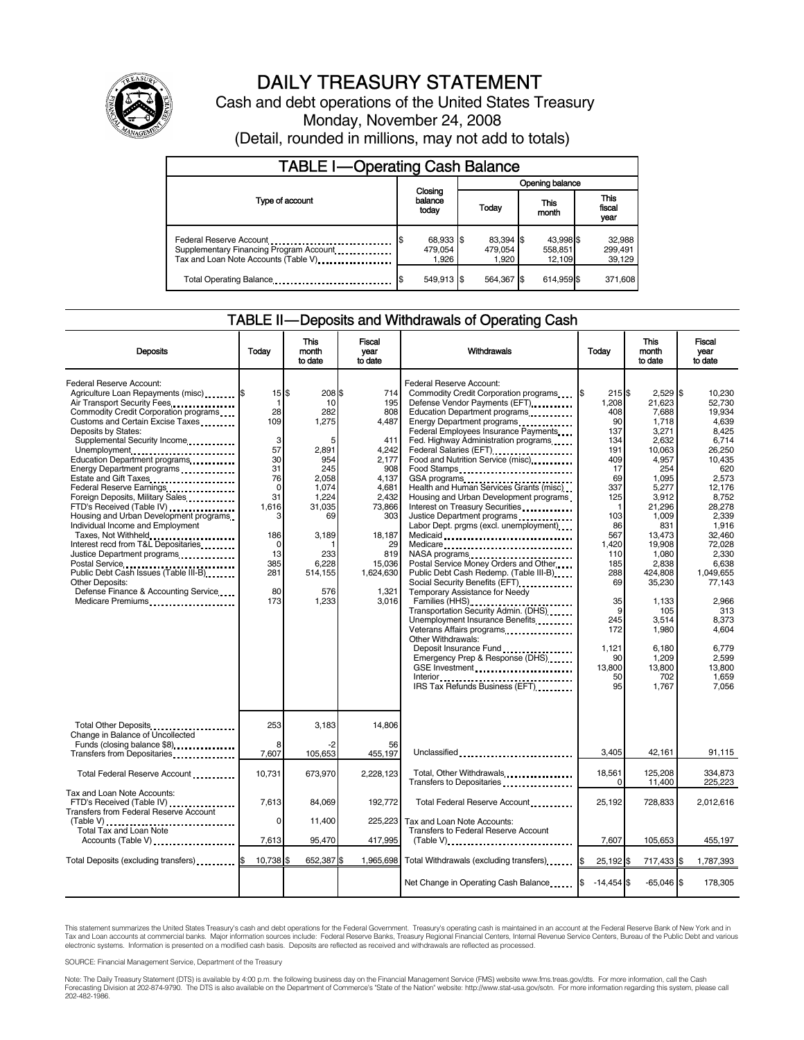# DAILY TREASURY STATEMENT

Cash and debt operations of the United States Treasury

Monday, November 24, 2008

(Detail, rounded in millions, may not add to totals)

## TABLE I—Operating Cash Balance

| Type of account | Closing balance today | Opening balance Today | Opening balance This month | Opening balance This fiscal year |
|---|---|---|---|---|
| Federal Reserve Account | $ 68,933 | $ 83,394 | $ 43,998 | $ 32,988 |
| Supplementary Financing Program Account | 479,054 | 479,054 | 558,851 | 299,491 |
| Tax and Loan Note Accounts (Table V) | 1,926 | 1,920 | 12,109 | 39,129 |
| Total Operating Balance | $ 549,913 | $ 564,367 | $ 614,959 | $ 371,608 |

## TABLE II—Deposits and Withdrawals of Operating Cash

| Deposits | Today | This month to date | Fiscal year to date |
|---|---|---|---|
| Federal Reserve Account: | | | |
| Agriculture Loan Repayments (misc) | $ 15 | $ 208 | $ 714 |
| Air Transport Security Fees | 1 | 10 | 195 |
| Commodity Credit Corporation programs | 28 | 282 | 808 |
| Customs and Certain Excise Taxes | 109 | 1,275 | 4,487 |
| Deposits by States: | | | |
| Supplemental Security Income | 3 | 5 | 411 |
| Unemployment | 57 | 2,891 | 4,242 |
| Education Department programs | 30 | 954 | 2,177 |
| Energy Department programs | 31 | 245 | 908 |
| Estate and Gift Taxes | 76 | 2,058 | 4,137 |
| Federal Reserve Earnings | 0 | 1,074 | 4,681 |
| Foreign Deposits, Military Sales | 31 | 1,224 | 2,432 |
| FTD's Received (Table IV) | 1,616 | 31,035 | 73,866 |
| Housing and Urban Development programs | 3 | 69 | 303 |
| Individual Income and Employment Taxes, Not Withheld | 186 | 3,189 | 18,187 |
| Interest recd from T&L Depositaries | 0 | 1 | 29 |
| Justice Department programs | 13 | 233 | 819 |
| Postal Service | 385 | 6,228 | 15,036 |
| Public Debt Cash Issues (Table III-B) | 281 | 514,155 | 1,624,630 |
| Other Deposits: | | | |
| Defense Finance & Accounting Service | 80 | 576 | 1,321 |
| Medicare Premiums | 173 | 1,233 | 3,016 |
| Total Other Deposits | 253 | 3,183 | 14,806 |
| Change in Balance of Uncollected Funds (closing balance $8) | 8 | -2 | 56 |
| Transfers from Depositaries | 7,607 | 105,653 | 455,197 |
| Total Federal Reserve Account | 10,731 | 673,970 | 2,228,123 |
| Tax and Loan Note Accounts: | | | |
| FTD's Received (Table IV) | 7,613 | 84,069 | 192,772 |
| Transfers from Federal Reserve Account (Table V) | 0 | 11,400 | 225,223 |
| Total Tax and Loan Note Accounts (Table V) | 7,613 | 95,470 | 417,995 |
| Total Deposits (excluding transfers) | $ 10,738 | $ 652,387 | $ 1,965,698 |

| Withdrawals | Today | This month to date | Fiscal year to date |
|---|---|---|---|
| Federal Reserve Account: | | | |
| Commodity Credit Corporation programs | $ 215 | $ 2,529 | $ 10,230 |
| Defense Vendor Payments (EFT) | 1,208 | 21,623 | 52,730 |
| Education Department programs | 408 | 7,688 | 19,934 |
| Energy Department programs | 90 | 1,718 | 4,639 |
| Federal Employees Insurance Payments | 137 | 3,271 | 8,425 |
| Fed. Highway Administration programs | 134 | 2,632 | 6,714 |
| Federal Salaries (EFT) | 191 | 10,063 | 26,250 |
| Food and Nutrition Service (misc) | 409 | 4,957 | 10,435 |
| Food Stamps | 17 | 254 | 620 |
| GSA programs | 69 | 1,095 | 2,573 |
| Health and Human Services Grants (misc) | 337 | 5,277 | 12,176 |
| Housing and Urban Development programs | 125 | 3,912 | 8,752 |
| Interest on Treasury Securities | 1 | 21,296 | 28,278 |
| Justice Department programs | 103 | 1,009 | 2,339 |
| Labor Dept. prgms (excl. unemployment) | 86 | 831 | 1,916 |
| Medicaid | 567 | 13,473 | 32,460 |
| Medicare | 1,420 | 19,908 | 72,028 |
| NASA programs | 110 | 1,080 | 2,330 |
| Postal Service Money Orders and Other | 185 | 2,838 | 6,638 |
| Public Debt Cash Redemp. (Table III-B) | 288 | 424,808 | 1,049,655 |
| Social Security Benefits (EFT) | 69 | 35,230 | 77,143 |
| Temporary Assistance for Needy Families (HHS) | 35 | 1,133 | 2,966 |
| Transportation Security Admin. (DHS) | 9 | 105 | 313 |
| Unemployment Insurance Benefits | 245 | 3,514 | 8,373 |
| Veterans Affairs programs | 172 | 1,980 | 4,604 |
| Other Withdrawals: | | | |
| Deposit Insurance Fund | 1,121 | 6,180 | 6,779 |
| Emergency Prep & Response (DHS) | 90 | 1,209 | 2,599 |
| GSE Investment | 13,800 | 13,800 | 13,800 |
| Interior | 50 | 702 | 1,659 |
| IRS Tax Refunds Business (EFT) | 95 | 1,767 | 7,056 |
| Unclassified | 3,405 | 42,161 | 91,115 |
| Total, Other Withdrawals | 18,561 | 125,208 | 334,873 |
| Transfers to Depositaries | 0 | 11,400 | 225,223 |
| Total Federal Reserve Account | 25,192 | 728,833 | 2,012,616 |
| Tax and Loan Note Accounts: | | | |
| Transfers to Federal Reserve Account (Table V) | 7,607 | 105,653 | 455,197 |
| Total Withdrawals (excluding transfers) | $ 25,192 | $ 717,433 | $ 1,787,393 |
| Net Change in Operating Cash Balance | $ -14,454 | $ -65,046 | $ 178,305 |

This statement summarizes the United States Treasury's cash and debt operations for the Federal Government. Treasury's operating cash is maintained in an account at the Federal Reserve Bank of New York and in Tax and Loan accounts at commercial banks. Major information sources include: Federal Reserve Banks, Treasury Regional Financial Centers, Internal Revenue Service Centers, Bureau of the Public Debt and various electronic systems. Information is presented on a modified cash basis. Deposits are reflected as received and withdrawals are reflected as processed.

SOURCE: Financial Management Service, Department of the Treasury

Note: The Daily Treasury Statement (DTS) is available by 4:00 p.m. the following business day on the Financial Management Service (FMS) website www.fms.treas.gov/dts. For more information, call the Cash Forecasting Division at 202-874-9790. The DTS is also available on the Department of Commerce's "State of the Nation" website: http://www.stat-usa.gov/sotn. For more information regarding this system, please call 202-482-1986.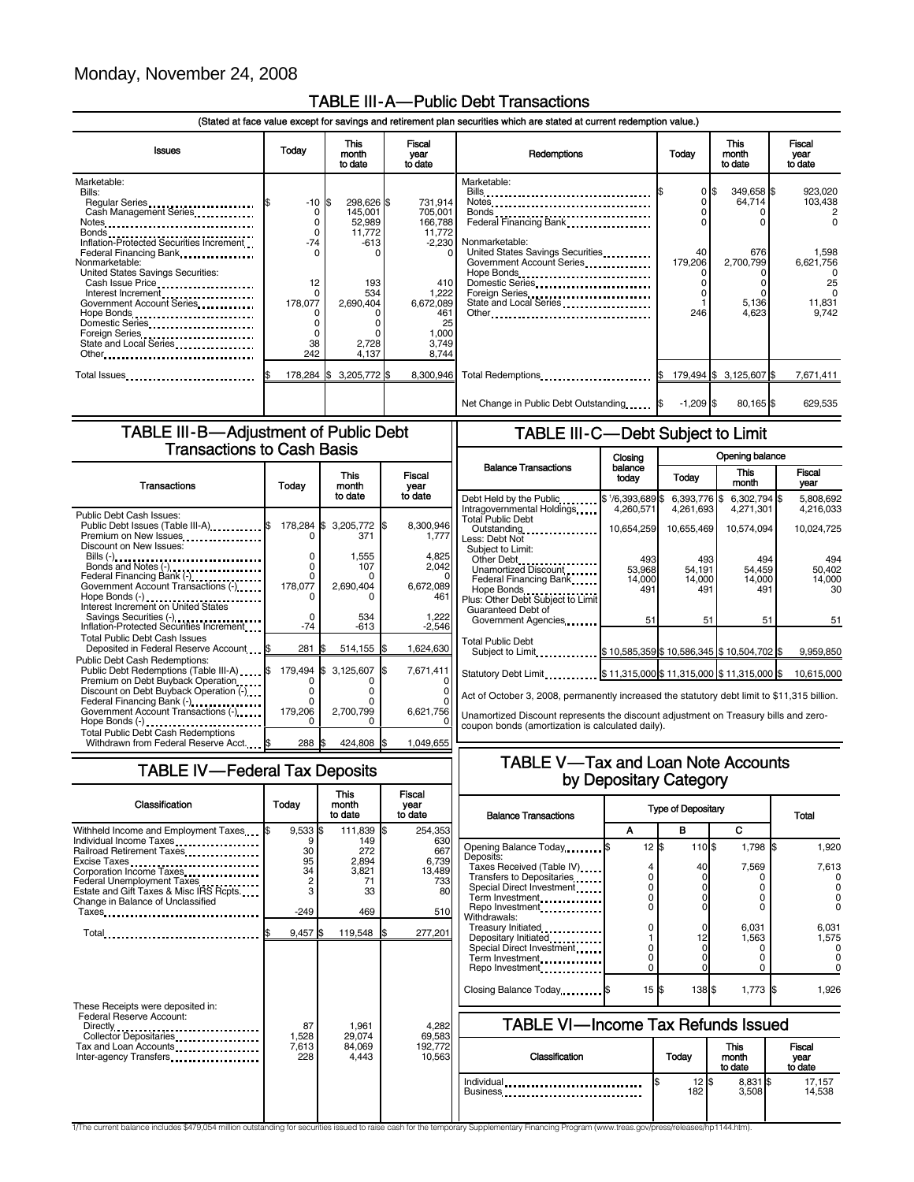Monday, November 24, 2008

## TABLE III-A—Public Debt Transactions

(Stated at face value except for savings and retirement plan securities which are stated at current redemption value.)

| Issues | Today | This month to date | Fiscal year to date |
|---|---|---|---|
| Marketable: | | | |
| Bills: | | | |
| Regular Series | $ -10 | $ 298,626 | $ 731,914 |
| Cash Management Series | 0 | 145,001 | 705,001 |
| Notes | 0 | 52,989 | 166,788 |
| Bonds | 0 | 11,772 | 11,772 |
| Inflation-Protected Securities Increment | -74 | -613 | -2,230 |
| Federal Financing Bank | 0 | 0 | 0 |
| Nonmarketable: | | | |
| United States Savings Securities: | | | |
| Cash Issue Price | 12 | 193 | 410 |
| Interest Increment | 0 | 534 | 1,222 |
| Government Account Series | 178,077 | 2,690,404 | 6,672,089 |
| Hope Bonds | 0 | 0 | 461 |
| Domestic Series | 0 | 0 | 25 |
| Foreign Series | 0 | 0 | 1,000 |
| State and Local Series | 38 | 2,728 | 3,749 |
| Other | 242 | 4,137 | 8,744 |
| Total Issues | $ 178,284 | $ 3,205,772 | $ 8,300,946 |

| Redemptions | Today | This month to date | Fiscal year to date |
|---|---|---|---|
| Marketable: | | | |
| Bills | $ 0 | $ 349,658 | $ 923,020 |
| Notes | 0 | 64,714 | 103,438 |
| Bonds | 0 | 0 | 2 |
| Federal Financing Bank | 0 | 0 | 0 |
| Nonmarketable: | | | |
| United States Savings Securities | 40 | 676 | 1,598 |
| Government Account Series | 179,206 | 2,700,799 | 6,621,756 |
| Hope Bonds | 0 | 0 | 0 |
| Domestic Series | 0 | 0 | 25 |
| Foreign Series | 0 | 0 | 0 |
| State and Local Series | 1 | 5,136 | 11,831 |
| Other | 246 | 4,623 | 9,742 |
| Total Redemptions | $ 179,494 | $ 3,125,607 | $ 7,671,411 |
| Net Change in Public Debt Outstanding | $ -1,209 | $ 80,165 | $ 629,535 |

## TABLE III-B—Adjustment of Public Debt Transactions to Cash Basis

| Transactions | Today | This month to date | Fiscal year to date |
|---|---|---|---|
| Public Debt Cash Issues: | | | |
| Public Debt Issues (Table III-A) | $ 178,284 | $ 3,205,772 | $ 8,300,946 |
| Premium on New Issues | 0 | 371 | 1,777 |
| Discount on New Issues: | | | |
| Bills (-) | 0 | 1,555 | 4,825 |
| Bonds and Notes (-) | 0 | 107 | 2,042 |
| Federal Financing Bank (-) | 0 | 0 | 0 |
| Government Account Transactions (-) | 178,077 | 2,690,404 | 6,672,089 |
| Hope Bonds (-) | 0 | 0 | 461 |
| Interest Increment on United States Savings Securities (-) | 0 | 534 | 1,222 |
| Inflation-Protected Securities Increment | -74 | -613 | -2,546 |
| Total Public Debt Cash Issues Deposited in Federal Reserve Account | $ 281 | $ 514,155 | $ 1,624,630 |
| Public Debt Cash Redemptions: | | | |
| Public Debt Redemptions (Table III-A) | $ 179,494 | $ 3,125,607 | $ 7,671,411 |
| Premium on Debt Buyback Operation | 0 | 0 | 0 |
| Discount on Debt Buyback Operation (-) | 0 | 0 | 0 |
| Federal Financing Bank (-) | 0 | 0 | 0 |
| Government Account Transactions (-) | 179,206 | 2,700,799 | 6,621,756 |
| Hope Bonds (-) | 0 | 0 | 0 |
| Total Public Debt Cash Redemptions Withdrawn from Federal Reserve Acct. | $ 288 | $ 424,808 | $ 1,049,655 |

## TABLE III-C—Debt Subject to Limit

| Balance Transactions | Closing balance today | Opening balance Today | Opening balance This month | Opening balance Fiscal year |
|---|---|---|---|---|
| Debt Held by the Public | $ [1]6,393,689 | $ 6,393,776 | $ 6,302,794 | $ 5,808,692 |
| Intragovernmental Holdings | 4,260,571 | 4,261,693 | 4,271,301 | 4,216,033 |
| Total Public Debt Outstanding | 10,654,259 | 10,655,469 | 10,574,094 | 10,024,725 |
| Less: Debt Not Subject to Limit: | | | | |
| Other Debt | 493 | 493 | 494 | 494 |
| Unamortized Discount | 53,968 | 54,191 | 54,459 | 50,402 |
| Federal Financing Bank | 14,000 | 14,000 | 14,000 | 14,000 |
| Hope Bonds | 491 | 491 | 491 | 30 |
| Plus: Other Debt Subject to Limit Guaranteed Debt of Government Agencies | 51 | 51 | 51 | 51 |
| Total Public Debt Subject to Limit | $ 10,585,359 | $ 10,586,345 | $ 10,504,702 | $ 9,959,850 |
| Statutory Debt Limit | $ 11,315,000 | $ 11,315,000 | $ 11,315,000 | $ 10,615,000 |

Act of October 3, 2008, permanently increased the statutory debt limit to $11,315 billion.

Unamortized Discount represents the discount adjustment on Treasury bills and zero-coupon bonds (amortization is calculated daily).

## TABLE IV—Federal Tax Deposits

| Classification | Today | This month to date | Fiscal year to date |
|---|---|---|---|
| Withheld Income and Employment Taxes | $ 9,533 | $ 111,839 | $ 254,353 |
| Individual Income Taxes | 9 | 149 | 630 |
| Railroad Retirement Taxes | 30 | 272 | 667 |
| Excise Taxes | 95 | 2,894 | 6,739 |
| Corporation Income Taxes | 34 | 3,821 | 13,489 |
| Federal Unemployment Taxes | 2 | 71 | 733 |
| Estate and Gift Taxes & Misc IRS Rcpts. | 3 | 33 | 80 |
| Change in Balance of Unclassified Taxes | -249 | 469 | 510 |
| Total | $ 9,457 | $ 119,548 | $ 277,201 |
| These Receipts were deposited in: | | | |
| Federal Reserve Account: | | | |
| Directly | 87 | 1,961 | 4,282 |
| Collector Depositaries | 1,528 | 29,074 | 69,583 |
| Tax and Loan Accounts | 7,613 | 84,069 | 192,772 |
| Inter-agency Transfers | 228 | 4,443 | 10,563 |

## TABLE V—Tax and Loan Note Accounts by Depositary Category

| Balance Transactions | Type of Depositary A | Type of Depositary B | Type of Depositary C | Total |
|---|---|---|---|---|
| Opening Balance Today | $ 12 | $ 110 | $ 1,798 | $ 1,920 |
| Deposits: | | | | |
| Taxes Received (Table IV) | 4 | 40 | 7,569 | 7,613 |
| Transfers to Depositaries | 0 | 0 | 0 | 0 |
| Special Direct Investment | 0 | 0 | 0 | 0 |
| Term Investment | 0 | 0 | 0 | 0 |
| Repo Investment | 0 | 0 | 0 | 0 |
| Withdrawals: | | | | |
| Treasury Initiated | 0 | 0 | 6,031 | 6,031 |
| Depositary Initiated | 1 | 12 | 1,563 | 1,575 |
| Special Direct Investment | 0 | 0 | 0 | 0 |
| Term Investment | 0 | 0 | 0 | 0 |
| Repo Investment | 0 | 0 | 0 | 0 |
| Closing Balance Today | $ 15 | $ 138 | $ 1,773 | $ 1,926 |

## TABLE VI—Income Tax Refunds Issued

| Classification | Today | This month to date | Fiscal year to date |
|---|---|---|---|
| Individual | $ 12 | $ 8,831 | $ 17,157 |
| Business | 182 | 3,508 | 14,538 |

1/The current balance includes $479,054 million outstanding for securities issued to raise cash for the temporary Supplementary Financing Program (www.treas.gov/press/releases/hp1144.htm).